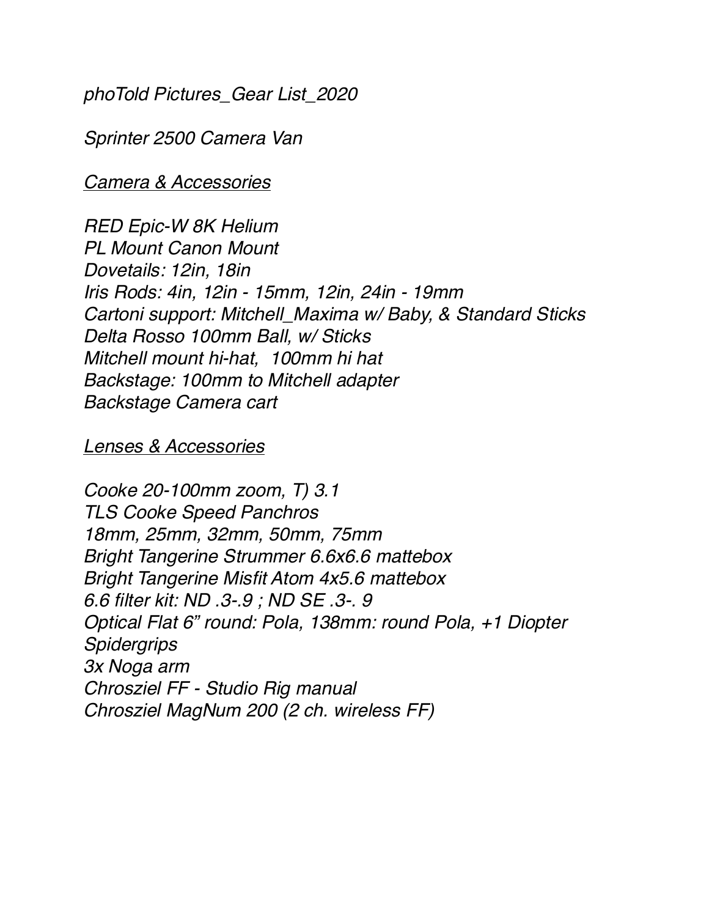*phoTold Pictures_Gear List_2020*

*Sprinter 2500 Camera Van*

*<u>Camera & Accessories</u>*

*RED Epic-W 8K Helium*
*PL Mount Canon Mount*
*Dovetails: 12in, 18in*
*Iris Rods: 4in, 12in - 15mm, 12in, 24in - 19mm*
*Cartoni support: Mitchell_Maxima w/ Baby, & Standard Sticks*
*Delta Rosso 100mm Ball, w/ Sticks*
*Mitchell mount hi-hat,  100mm hi hat*
*Backstage: 100mm to Mitchell adapter*
*Backstage Camera cart*

*<u>Lenses & Accessories</u>*

*Cooke 20-100mm zoom, T) 3.1*
*TLS Cooke Speed Panchros*
*18mm, 25mm, 32mm, 50mm, 75mm*
*Bright Tangerine Strummer 6.6x6.6 mattebox*
*Bright Tangerine Misfit Atom 4x5.6 mattebox*
*6.6 filter kit: ND .3-.9 ; ND SE .3-. 9*
*Optical Flat 6" round: Pola, 138mm: round Pola, +1 Diopter*
*Spidergrips*
*3x Noga arm*
*Chrosziel FF - Studio Rig manual*
*Chrosziel MagNum 200 (2 ch. wireless FF)*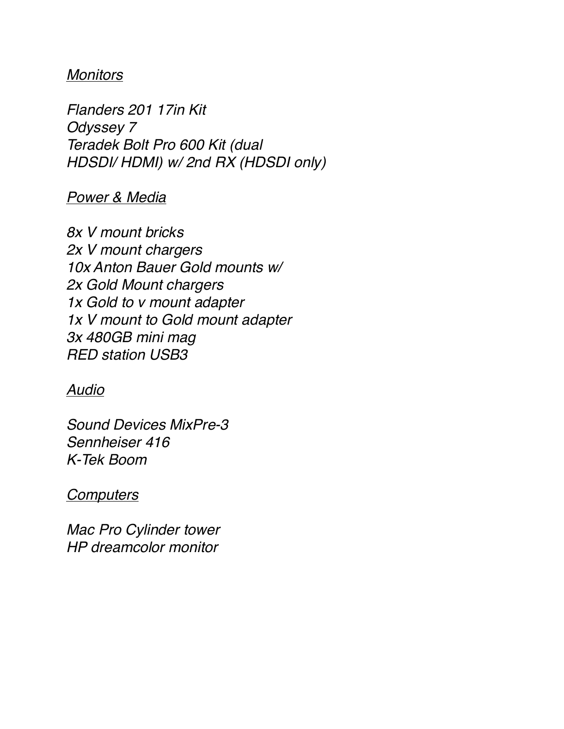*<u>Monitors</u>*

*Flanders 201 17in Kit*
*Odyssey 7*
*Teradek Bolt Pro 600 Kit (dual HDSDI/ HDMI) w/ 2nd RX (HDSDI only)*

*<u>Power & Media</u>*

*8x V mount bricks*
*2x V mount chargers*
*10x Anton Bauer Gold mounts w/*
*2x Gold Mount chargers*
*1x Gold to v mount adapter*
*1x V mount to Gold mount adapter*
*3x 480GB mini mag*
*RED station USB3*

*<u>Audio</u>*

*Sound Devices MixPre-3*
*Sennheiser 416*
*K-Tek Boom*

*<u>Computers</u>*

*Mac Pro Cylinder tower*
*HP dreamcolor monitor*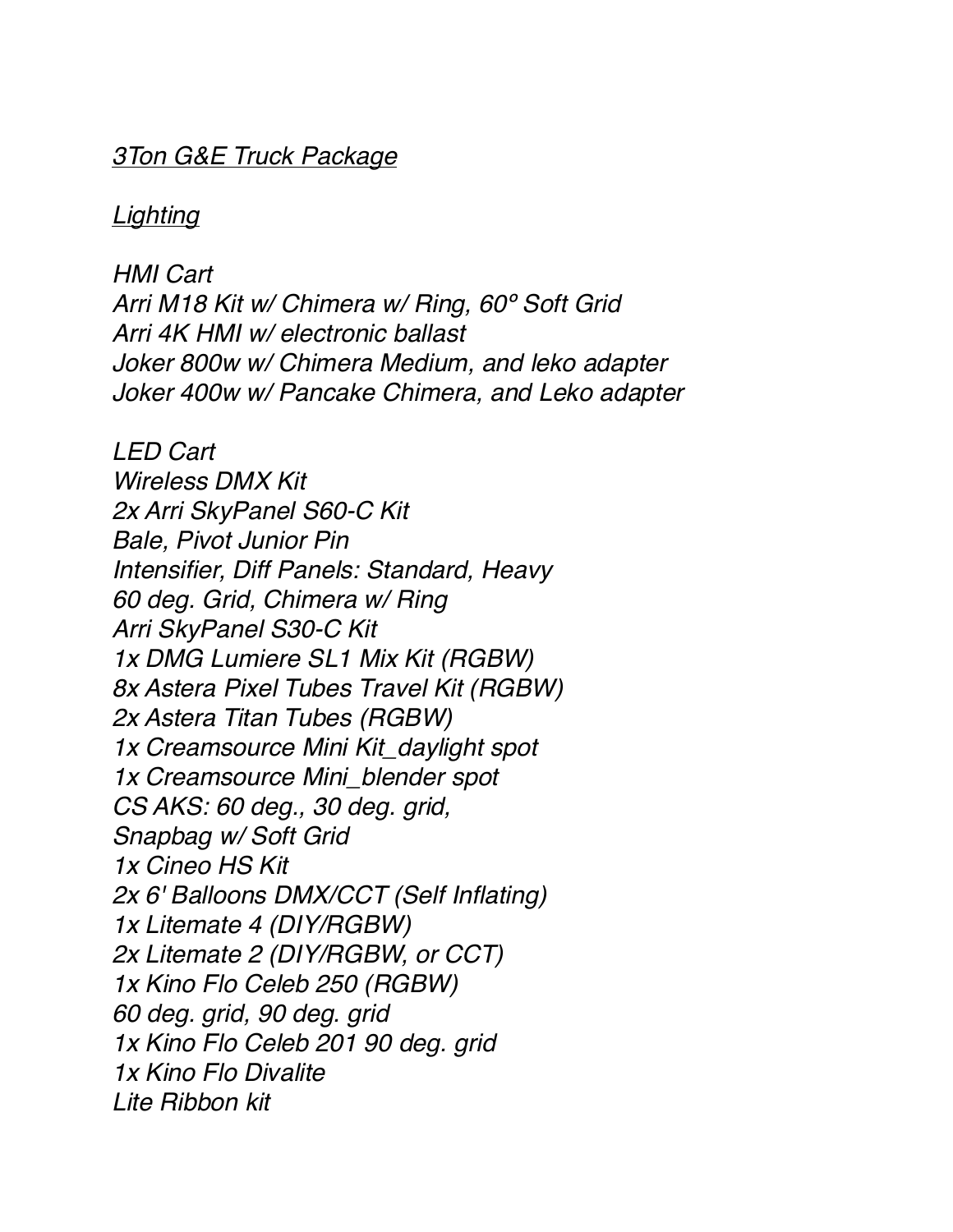*3Ton G&E Truck Package*

*Lighting*

*HMI Cart*
*Arri M18 Kit w/ Chimera w/ Ring, 60º Soft Grid*
*Arri 4K HMI w/ electronic ballast*
*Joker 800w w/ Chimera Medium, and leko adapter*
*Joker 400w w/ Pancake Chimera, and Leko adapter*

*LED Cart*
*Wireless DMX Kit*
*2x Arri SkyPanel S60-C Kit*
*Bale, Pivot Junior Pin*
*Intensifier, Diff Panels: Standard, Heavy*
*60 deg. Grid, Chimera w/ Ring*
*Arri SkyPanel S30-C Kit*
*1x DMG Lumiere SL1 Mix Kit (RGBW)*
*8x Astera Pixel Tubes Travel Kit (RGBW)*
*2x Astera Titan Tubes (RGBW)*
*1x Creamsource Mini Kit_daylight spot*
*1x Creamsource Mini_blender spot*
*CS AKS: 60 deg., 30 deg. grid,*
*Snapbag w/ Soft Grid*
*1x Cineo HS Kit*
*2x 6' Balloons DMX/CCT (Self Inflating)*
*1x Litemate 4 (DIY/RGBW)*
*2x Litemate 2 (DIY/RGBW, or CCT)*
*1x Kino Flo Celeb 250 (RGBW)*
*60 deg. grid, 90 deg. grid*
*1x Kino Flo Celeb 201 90 deg. grid*
*1x Kino Flo Divalite*
*Lite Ribbon kit*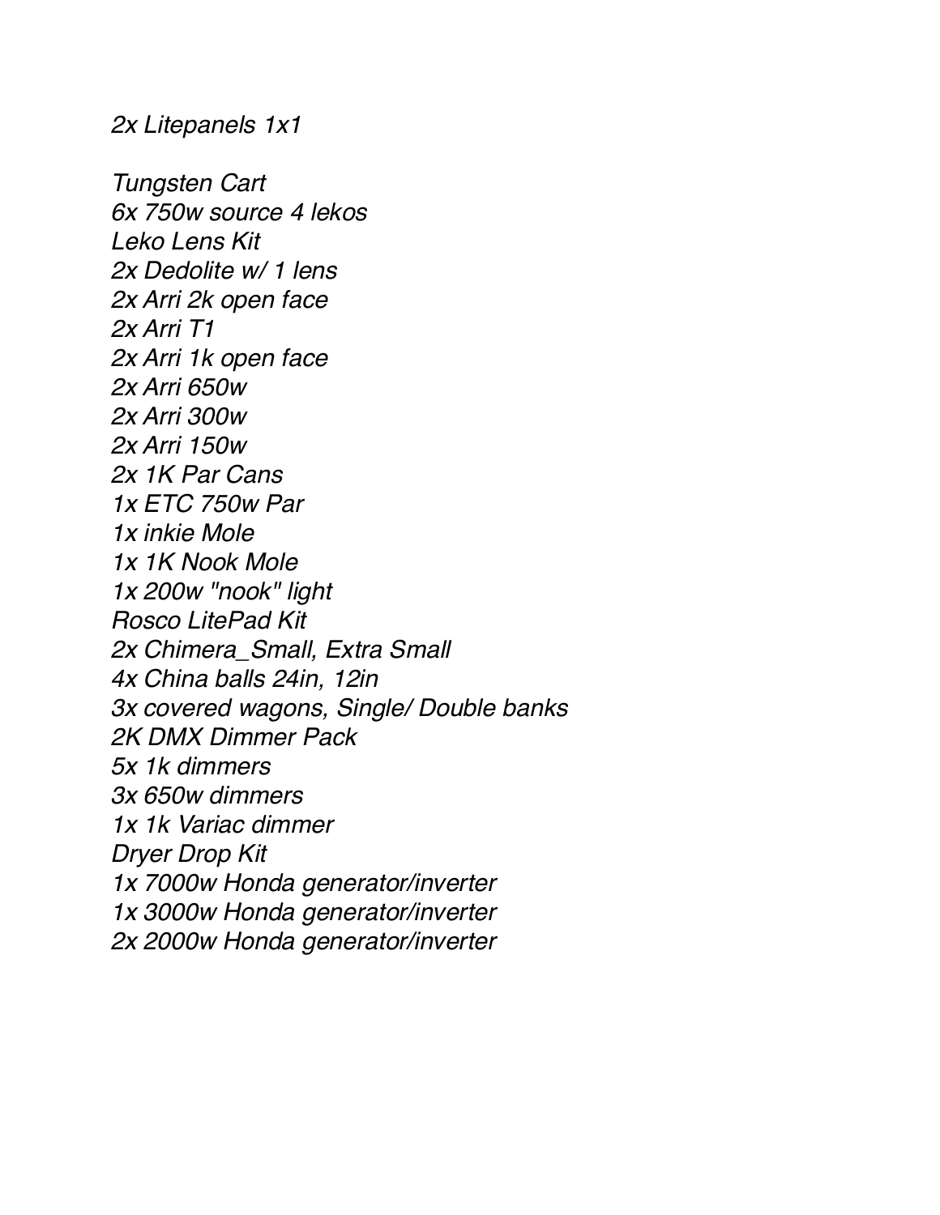*2x Litepanels 1x1*

*Tungsten Cart*
*6x 750w source 4 lekos*
*Leko Lens Kit*
*2x Dedolite w/ 1 lens*
*2x Arri 2k open face*
*2x Arri T1*
*2x Arri 1k open face*
*2x Arri 650w*
*2x Arri 300w*
*2x Arri 150w*
*2x 1K Par Cans*
*1x ETC 750w Par*
*1x inkie Mole*
*1x 1K Nook Mole*
*1x 200w "nook" light*
*Rosco LitePad Kit*
*2x Chimera_Small, Extra Small*
*4x China balls 24in, 12in*
*3x covered wagons, Single/ Double banks*
*2K DMX Dimmer Pack*
*5x 1k dimmers*
*3x 650w dimmers*
*1x 1k Variac dimmer*
*Dryer Drop Kit*
*1x 7000w Honda generator/inverter*
*1x 3000w Honda generator/inverter*
*2x 2000w Honda generator/inverter*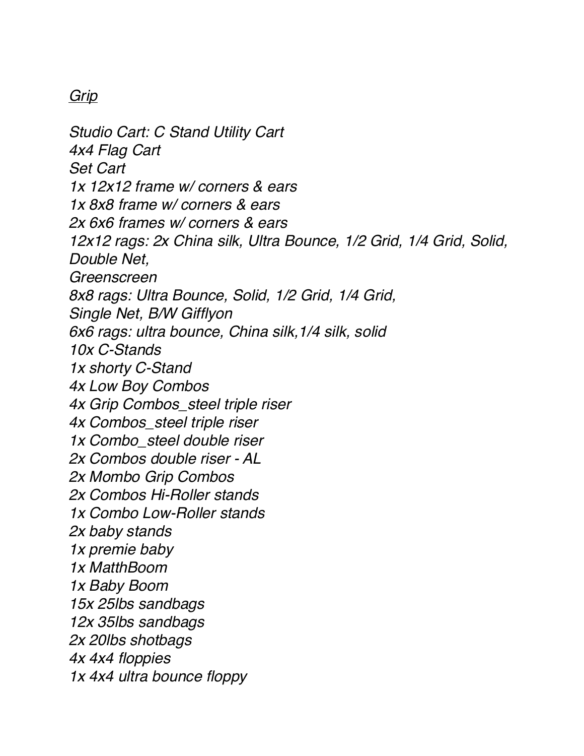*<u>Grip</u>*

*Studio Cart: C Stand Utility Cart*
*4x4 Flag Cart*
*Set Cart*
*1x 12x12 frame w/ corners & ears*
*1x 8x8 frame w/ corners & ears*
*2x 6x6 frames w/ corners & ears*
*12x12 rags: 2x China silk, Ultra Bounce, 1/2 Grid, 1/4 Grid, Solid, Double Net,*
*Greenscreen*
*8x8 rags: Ultra Bounce, Solid, 1/2 Grid, 1/4 Grid,*
*Single Net, B/W Gifflyon*
*6x6 rags: ultra bounce, China silk,1/4 silk, solid*
*10x C-Stands*
*1x shorty C-Stand*
*4x Low Boy Combos*
*4x Grip Combos_steel triple riser*
*4x Combos_steel triple riser*
*1x Combo_steel double riser*
*2x Combos double riser - AL*
*2x Mombo Grip Combos*
*2x Combos Hi-Roller stands*
*1x Combo Low-Roller stands*
*2x baby stands*
*1x premie baby*
*1x MatthBoom*
*1x Baby Boom*
*15x 25lbs sandbags*
*12x 35lbs sandbags*
*2x 20lbs shotbags*
*4x 4x4 floppies*
*1x 4x4 ultra bounce floppy*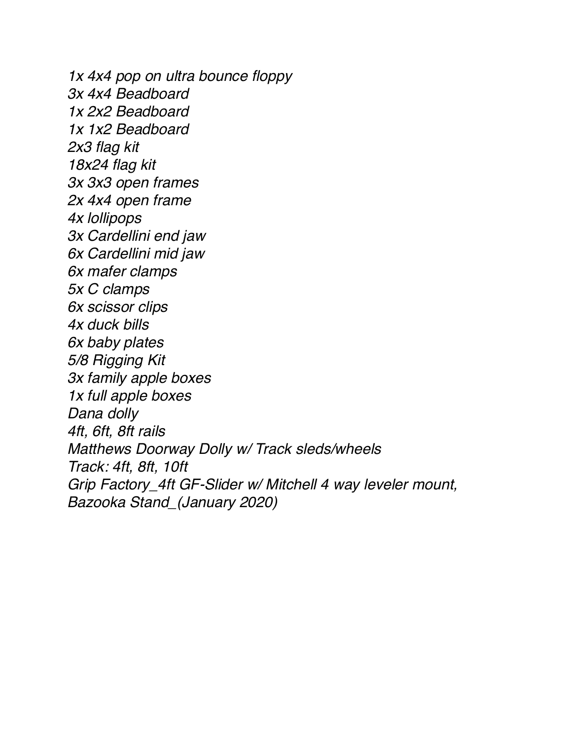*1x 4x4 pop on ultra bounce floppy*
*3x 4x4 Beadboard*
*1x 2x2 Beadboard*
*1x 1x2 Beadboard*
*2x3 flag kit*
*18x24 flag kit*
*3x 3x3 open frames*
*2x 4x4 open frame*
*4x lollipops*
*3x Cardellini end jaw*
*6x Cardellini mid jaw*
*6x mafer clamps*
*5x C clamps*
*6x scissor clips*
*4x duck bills*
*6x baby plates*
*5/8 Rigging Kit*
*3x family apple boxes*
*1x full apple boxes*
*Dana dolly*
*4ft, 6ft, 8ft rails*
*Matthews Doorway Dolly w/ Track sleds/wheels*
*Track: 4ft, 8ft, 10ft*
*Grip Factory_4ft GF-Slider w/ Mitchell 4 way leveler mount,*
*Bazooka Stand_(January 2020)*